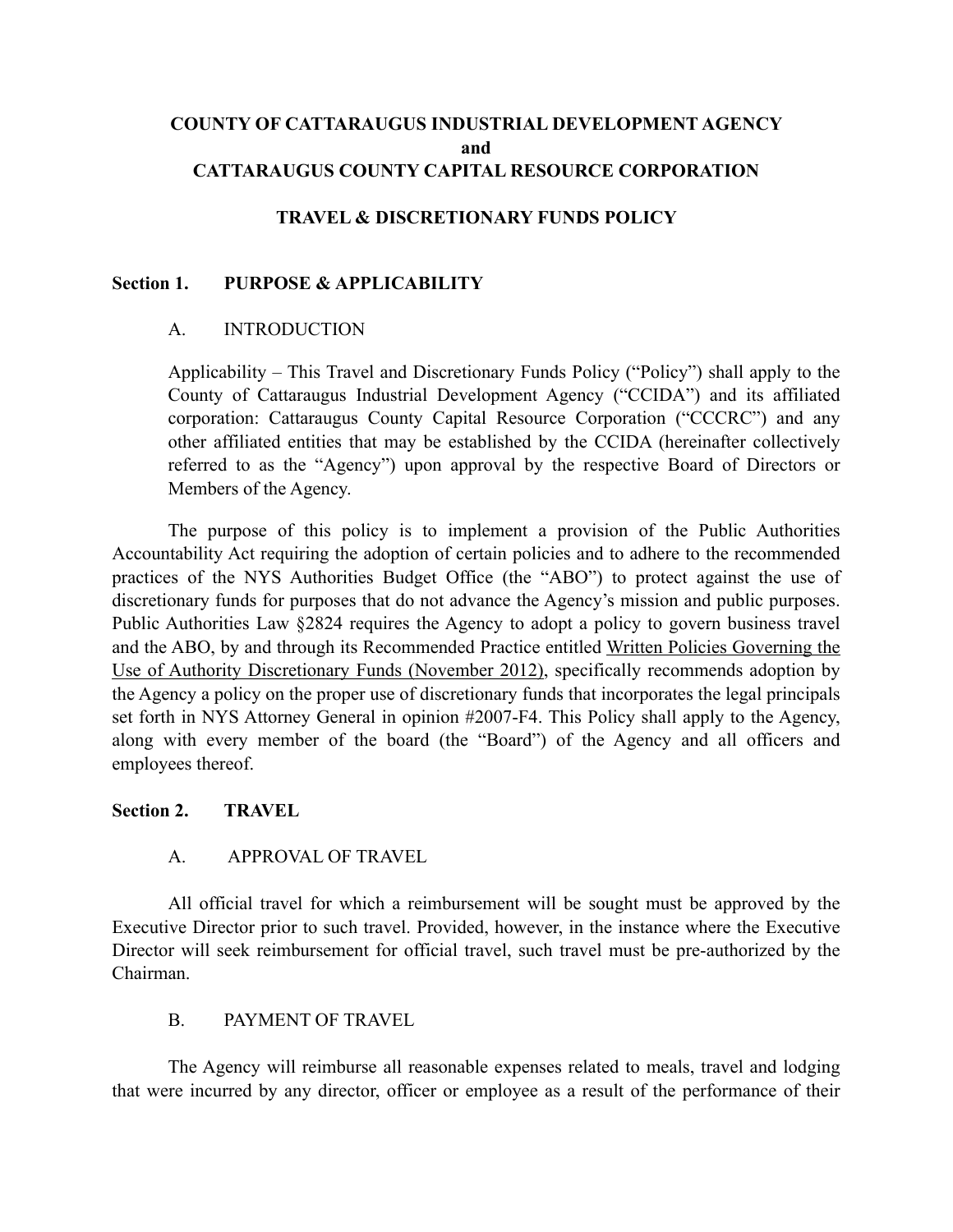# COUNTY OF CATTARAUGUS INDUSTRIAL DEVELOPMENT AGENCY
# and
# CATTARAUGUS COUNTY CAPITAL RESOURCE CORPORATION

## TRAVEL & DISCRETIONARY FUNDS POLICY

## Section 1. PURPOSE & APPLICABILITY

### A. INTRODUCTION

Applicability – This Travel and Discretionary Funds Policy ("Policy") shall apply to the County of Cattaraugus Industrial Development Agency ("CCIDA") and its affiliated corporation: Cattaraugus County Capital Resource Corporation ("CCCRC") and any other affiliated entities that may be established by the CCIDA (hereinafter collectively referred to as the "Agency") upon approval by the respective Board of Directors or Members of the Agency.

The purpose of this policy is to implement a provision of the Public Authorities Accountability Act requiring the adoption of certain policies and to adhere to the recommended practices of the NYS Authorities Budget Office (the "ABO") to protect against the use of discretionary funds for purposes that do not advance the Agency's mission and public purposes. Public Authorities Law §2824 requires the Agency to adopt a policy to govern business travel and the ABO, by and through its Recommended Practice entitled Written Policies Governing the Use of Authority Discretionary Funds (November 2012), specifically recommends adoption by the Agency a policy on the proper use of discretionary funds that incorporates the legal principals set forth in NYS Attorney General in opinion #2007-F4. This Policy shall apply to the Agency, along with every member of the board (the "Board") of the Agency and all officers and employees thereof.

## Section 2. TRAVEL

### A. APPROVAL OF TRAVEL

All official travel for which a reimbursement will be sought must be approved by the Executive Director prior to such travel. Provided, however, in the instance where the Executive Director will seek reimbursement for official travel, such travel must be pre-authorized by the Chairman.

### B. PAYMENT OF TRAVEL

The Agency will reimburse all reasonable expenses related to meals, travel and lodging that were incurred by any director, officer or employee as a result of the performance of their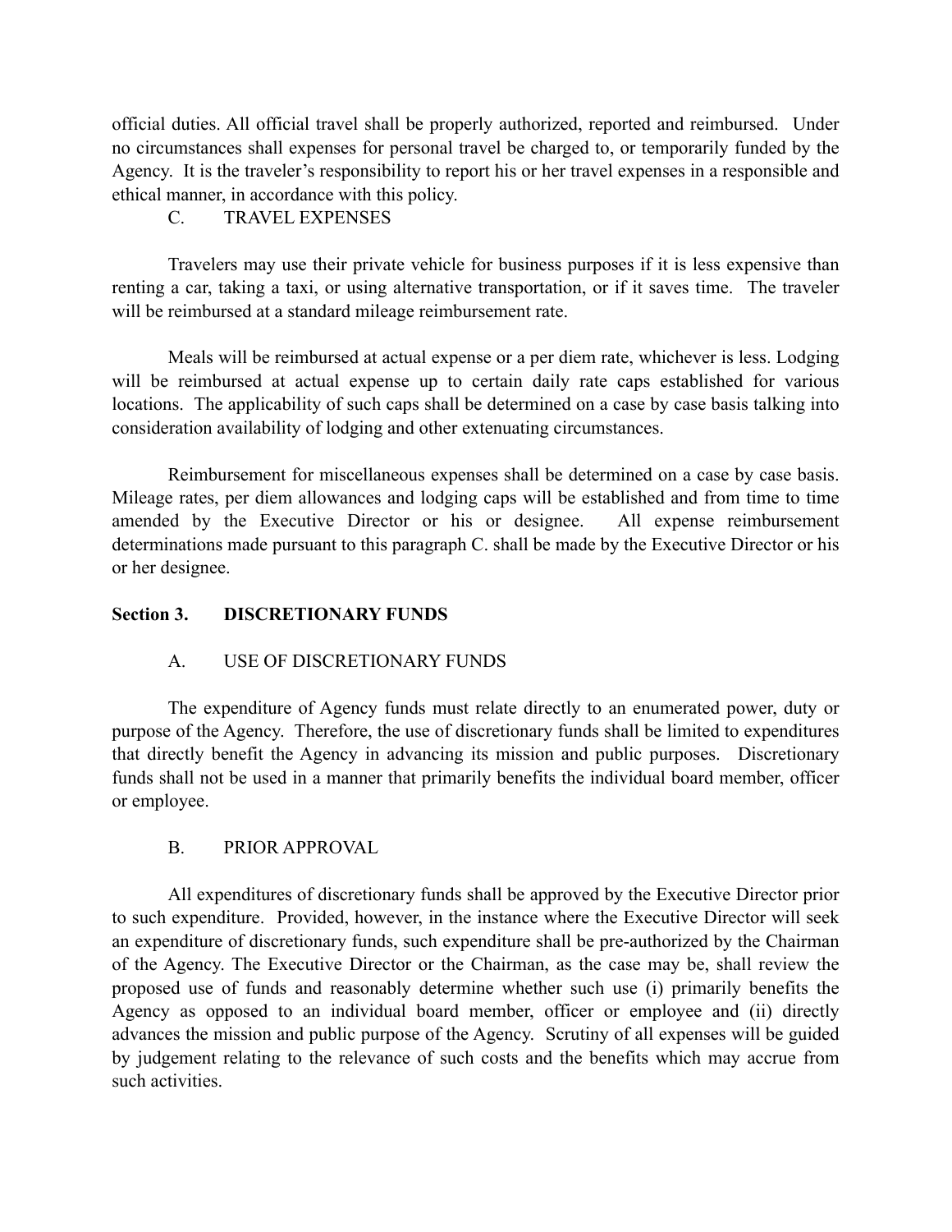official duties. All official travel shall be properly authorized, reported and reimbursed. Under no circumstances shall expenses for personal travel be charged to, or temporarily funded by the Agency. It is the traveler's responsibility to report his or her travel expenses in a responsible and ethical manner, in accordance with this policy.

C. TRAVEL EXPENSES

Travelers may use their private vehicle for business purposes if it is less expensive than renting a car, taking a taxi, or using alternative transportation, or if it saves time. The traveler will be reimbursed at a standard mileage reimbursement rate.

Meals will be reimbursed at actual expense or a per diem rate, whichever is less. Lodging will be reimbursed at actual expense up to certain daily rate caps established for various locations. The applicability of such caps shall be determined on a case by case basis talking into consideration availability of lodging and other extenuating circumstances.

Reimbursement for miscellaneous expenses shall be determined on a case by case basis. Mileage rates, per diem allowances and lodging caps will be established and from time to time amended by the Executive Director or his or designee. All expense reimbursement determinations made pursuant to this paragraph C. shall be made by the Executive Director or his or her designee.

## Section 3. DISCRETIONARY FUNDS

A. USE OF DISCRETIONARY FUNDS

The expenditure of Agency funds must relate directly to an enumerated power, duty or purpose of the Agency. Therefore, the use of discretionary funds shall be limited to expenditures that directly benefit the Agency in advancing its mission and public purposes. Discretionary funds shall not be used in a manner that primarily benefits the individual board member, officer or employee.

B. PRIOR APPROVAL

All expenditures of discretionary funds shall be approved by the Executive Director prior to such expenditure. Provided, however, in the instance where the Executive Director will seek an expenditure of discretionary funds, such expenditure shall be pre-authorized by the Chairman of the Agency. The Executive Director or the Chairman, as the case may be, shall review the proposed use of funds and reasonably determine whether such use (i) primarily benefits the Agency as opposed to an individual board member, officer or employee and (ii) directly advances the mission and public purpose of the Agency. Scrutiny of all expenses will be guided by judgement relating to the relevance of such costs and the benefits which may accrue from such activities.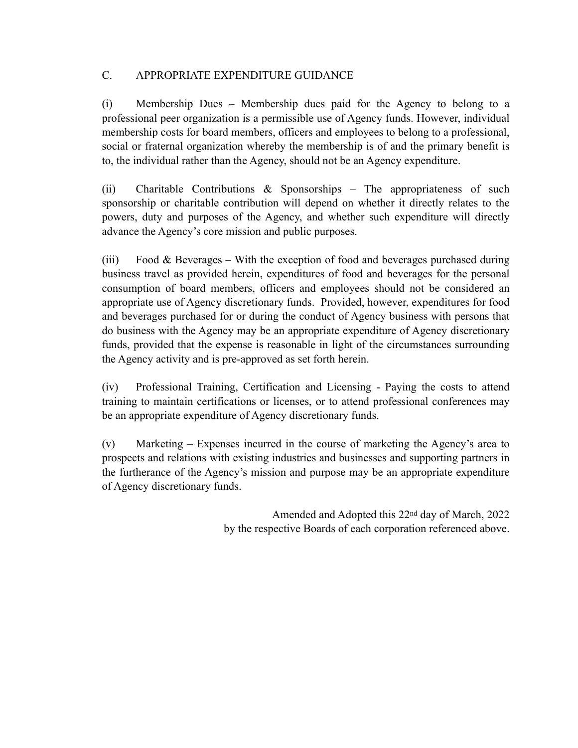## C. APPROPRIATE EXPENDITURE GUIDANCE

(i) Membership Dues – Membership dues paid for the Agency to belong to a professional peer organization is a permissible use of Agency funds. However, individual membership costs for board members, officers and employees to belong to a professional, social or fraternal organization whereby the membership is of and the primary benefit is to, the individual rather than the Agency, should not be an Agency expenditure.

(ii) Charitable Contributions & Sponsorships – The appropriateness of such sponsorship or charitable contribution will depend on whether it directly relates to the powers, duty and purposes of the Agency, and whether such expenditure will directly advance the Agency's core mission and public purposes.

(iii) Food & Beverages – With the exception of food and beverages purchased during business travel as provided herein, expenditures of food and beverages for the personal consumption of board members, officers and employees should not be considered an appropriate use of Agency discretionary funds. Provided, however, expenditures for food and beverages purchased for or during the conduct of Agency business with persons that do business with the Agency may be an appropriate expenditure of Agency discretionary funds, provided that the expense is reasonable in light of the circumstances surrounding the Agency activity and is pre-approved as set forth herein.

(iv) Professional Training, Certification and Licensing - Paying the costs to attend training to maintain certifications or licenses, or to attend professional conferences may be an appropriate expenditure of Agency discretionary funds.

(v) Marketing – Expenses incurred in the course of marketing the Agency's area to prospects and relations with existing industries and businesses and supporting partners in the furtherance of the Agency's mission and purpose may be an appropriate expenditure of Agency discretionary funds.

Amended and Adopted this 22nd day of March, 2022
by the respective Boards of each corporation referenced above.